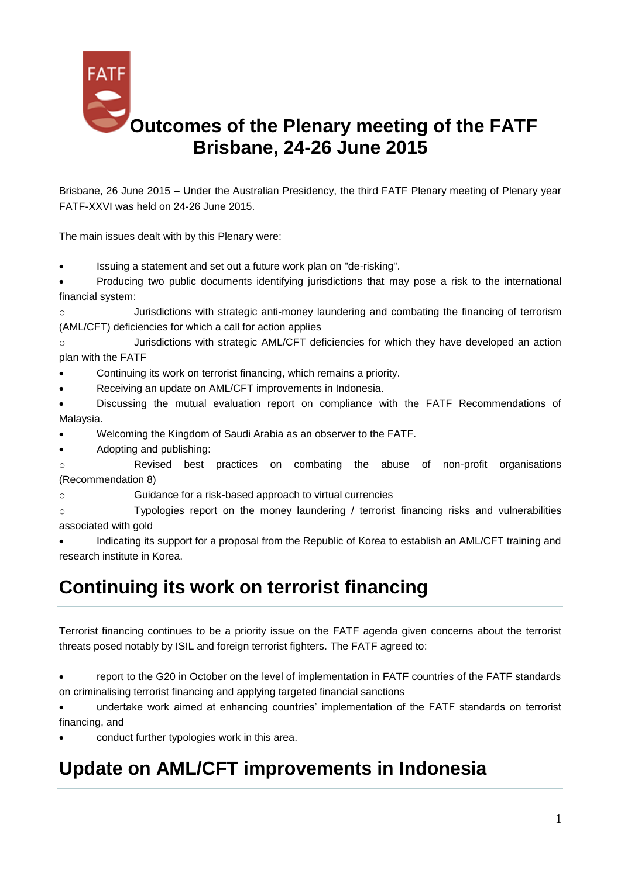# Outcomes of the Plenary meeting of the FATF Brisbane, 24-26 June 2015

Brisbane, 26 June 2015 – Under the Australian Presidency, the third FATF Plenary meeting of Plenary year FATF-XXVI was held on 24-26 June 2015.

The main issues dealt with by this Plenary were:

- Issuing a statement and set out a future work plan on "de-risking".
- Producing two public documents identifying jurisdictions that may pose a risk to the international financial system:
  - Jurisdictions with strategic anti-money laundering and combating the financing of terrorism (AML/CFT) deficiencies for which a call for action applies
  - Jurisdictions with strategic AML/CFT deficiencies for which they have developed an action plan with the FATF
- Continuing its work on terrorist financing, which remains a priority.
- Receiving an update on AML/CFT improvements in Indonesia.
- Discussing the mutual evaluation report on compliance with the FATF Recommendations of Malaysia.
- Welcoming the Kingdom of Saudi Arabia as an observer to the FATF.
- Adopting and publishing:
  - Revised best practices on combating the abuse of non-profit organisations (Recommendation 8)
  - Guidance for a risk-based approach to virtual currencies
  - Typologies report on the money laundering / terrorist financing risks and vulnerabilities associated with gold
- Indicating its support for a proposal from the Republic of Korea to establish an AML/CFT training and research institute in Korea.

## Continuing its work on terrorist financing

Terrorist financing continues to be a priority issue on the FATF agenda given concerns about the terrorist threats posed notably by ISIL and foreign terrorist fighters. The FATF agreed to:

- report to the G20 in October on the level of implementation in FATF countries of the FATF standards on criminalising terrorist financing and applying targeted financial sanctions
- undertake work aimed at enhancing countries' implementation of the FATF standards on terrorist financing, and
- conduct further typologies work in this area.

## Update on AML/CFT improvements in Indonesia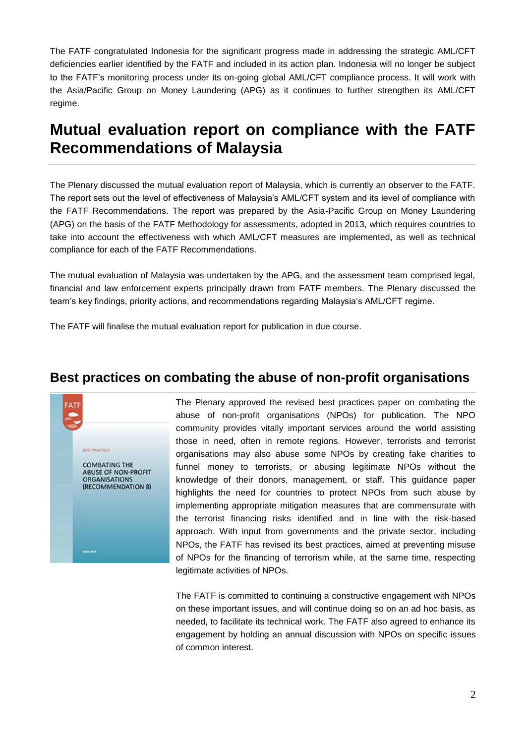The FATF congratulated Indonesia for the significant progress made in addressing the strategic AML/CFT deficiencies earlier identified by the FATF and included in its action plan. Indonesia will no longer be subject to the FATF's monitoring process under its on-going global AML/CFT compliance process. It will work with the Asia/Pacific Group on Money Laundering (APG) as it continues to further strengthen its AML/CFT regime.

# Mutual evaluation report on compliance with the FATF Recommendations of Malaysia

The Plenary discussed the mutual evaluation report of Malaysia, which is currently an observer to the FATF. The report sets out the level of effectiveness of Malaysia's AML/CFT system and its level of compliance with the FATF Recommendations. The report was prepared by the Asia-Pacific Group on Money Laundering (APG) on the basis of the FATF Methodology for assessments, adopted in 2013, which requires countries to take into account the effectiveness with which AML/CFT measures are implemented, as well as technical compliance for each of the FATF Recommendations.

The mutual evaluation of Malaysia was undertaken by the APG, and the assessment team comprised legal, financial and law enforcement experts principally drawn from FATF members. The Plenary discussed the team's key findings, priority actions, and recommendations regarding Malaysia's AML/CFT regime.

The FATF will finalise the mutual evaluation report for publication in due course.

## Best practices on combating the abuse of non-profit organisations

FATF

BEST PRACTICES

COMBATING THE ABUSE OF NON-PROFIT ORGANISATIONS (RECOMMENDATION 8)

JUNE 2015

The Plenary approved the revised best practices paper on combating the abuse of non-profit organisations (NPOs) for publication. The NPO community provides vitally important services around the world assisting those in need, often in remote regions. However, terrorists and terrorist organisations may also abuse some NPOs by creating fake charities to funnel money to terrorists, or abusing legitimate NPOs without the knowledge of their donors, management, or staff. This guidance paper highlights the need for countries to protect NPOs from such abuse by implementing appropriate mitigation measures that are commensurate with the terrorist financing risks identified and in line with the risk-based approach. With input from governments and the private sector, including NPOs, the FATF has revised its best practices, aimed at preventing misuse of NPOs for the financing of terrorism while, at the same time, respecting legitimate activities of NPOs.

The FATF is committed to continuing a constructive engagement with NPOs on these important issues, and will continue doing so on an ad hoc basis, as needed, to facilitate its technical work. The FATF also agreed to enhance its engagement by holding an annual discussion with NPOs on specific issues of common interest.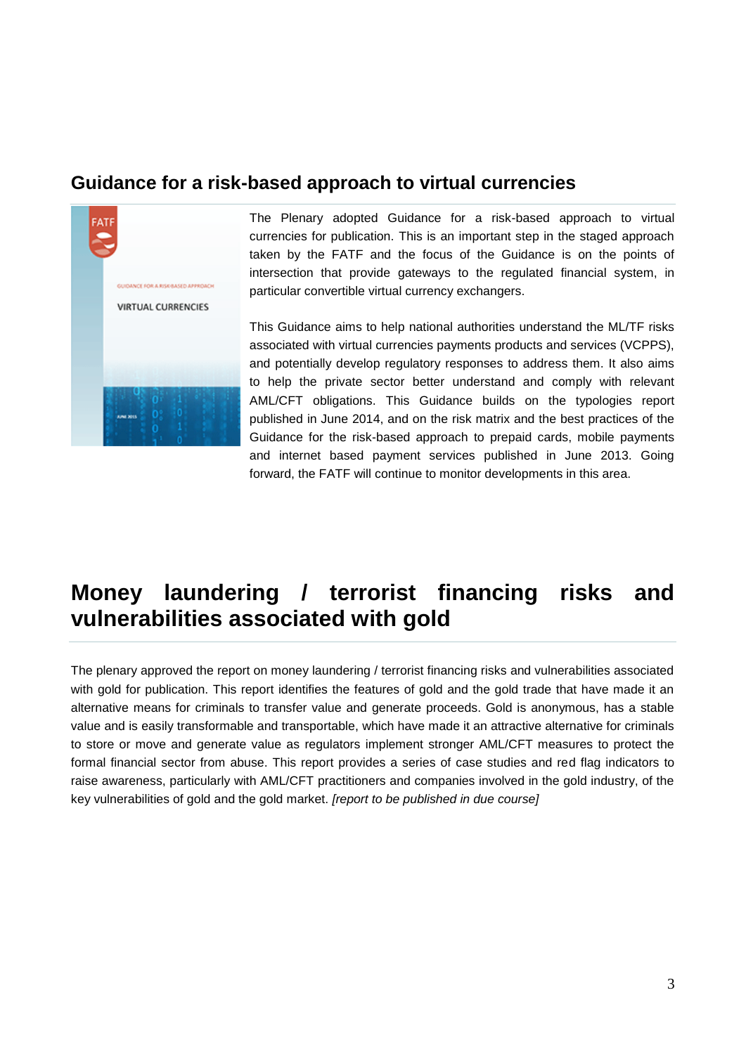## Guidance for a risk-based approach to virtual currencies

The Plenary adopted Guidance for a risk-based approach to virtual currencies for publication. This is an important step in the staged approach taken by the FATF and the focus of the Guidance is on the points of intersection that provide gateways to the regulated financial system, in particular convertible virtual currency exchangers.

This Guidance aims to help national authorities understand the ML/TF risks associated with virtual currencies payments products and services (VCPPS), and potentially develop regulatory responses to address them. It also aims to help the private sector better understand and comply with relevant AML/CFT obligations. This Guidance builds on the typologies report published in June 2014, and on the risk matrix and the best practices of the Guidance for the risk-based approach to prepaid cards, mobile payments and internet based payment services published in June 2013. Going forward, the FATF will continue to monitor developments in this area.

## Money laundering / terrorist financing risks and vulnerabilities associated with gold

The plenary approved the report on money laundering / terrorist financing risks and vulnerabilities associated with gold for publication. This report identifies the features of gold and the gold trade that have made it an alternative means for criminals to transfer value and generate proceeds. Gold is anonymous, has a stable value and is easily transformable and transportable, which have made it an attractive alternative for criminals to store or move and generate value as regulators implement stronger AML/CFT measures to protect the formal financial sector from abuse. This report provides a series of case studies and red flag indicators to raise awareness, particularly with AML/CFT practitioners and companies involved in the gold industry, of the key vulnerabilities of gold and the gold market. *[report to be published in due course]*